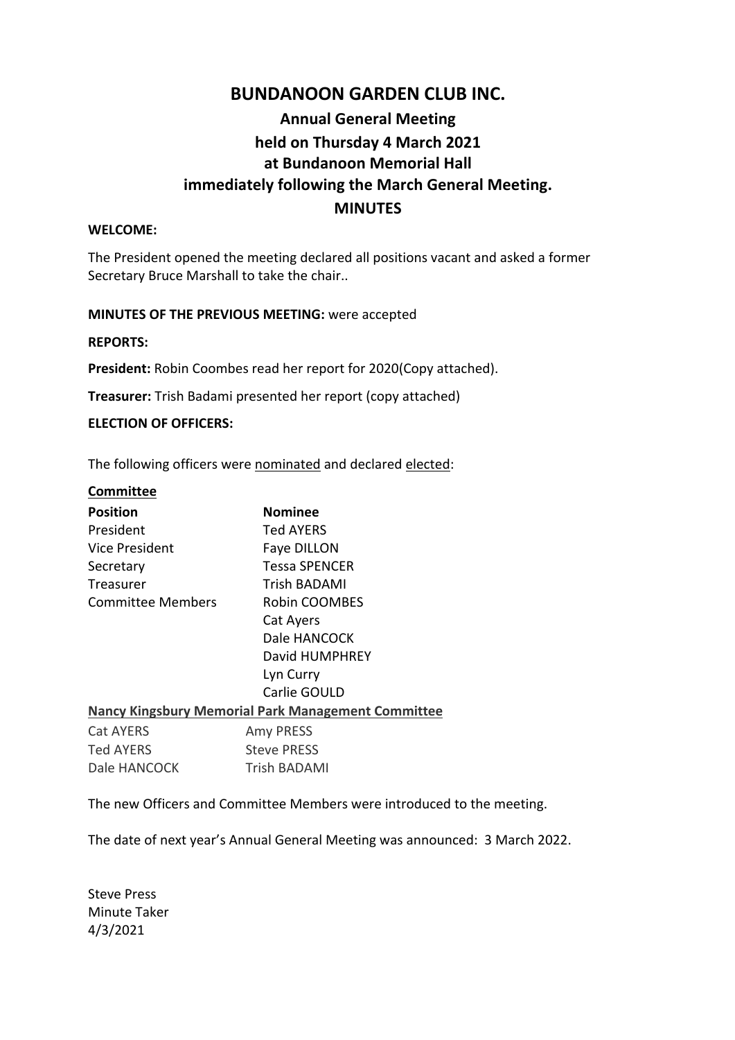# BUNDANOON GARDEN CLUB INC.

## Annual General Meeting
## held on Thursday 4 March 2021
## at Bundanoon Memorial Hall
## immediately following the March General Meeting.
## MINUTES

**WELCOME:**

The President opened the meeting declared all positions vacant and asked a former Secretary Bruce Marshall to take the chair..

**MINUTES OF THE PREVIOUS MEETING:** were accepted

**REPORTS:**

**President:** Robin Coombes read her report for 2020(Copy attached).

**Treasurer:** Trish Badami presented her report (copy attached)

**ELECTION OF OFFICERS:**

The following officers were <u>nominated</u> and declared <u>elected</u>:

**<u>Committee</u>**

| **Position** | **Nominee** |
|---|---|
| President | Ted AYERS |
| Vice President | Faye DILLON |
| Secretary | Tessa SPENCER |
| Treasurer | Trish BADAMI |
| Committee Members | Robin COOMBES |
| | Cat Ayers |
| | Dale HANCOCK |
| | David HUMPHREY |
| | Lyn Curry |
| | Carlie GOULD |

**<u>Nancy Kingsbury Memorial Park Management Committee</u>**

| | |
|---|---|
| Cat AYERS | Amy PRESS |
| Ted AYERS | Steve PRESS |
| Dale HANCOCK | Trish BADAMI |

The new Officers and Committee Members were introduced to the meeting.

The date of next year's Annual General Meeting was announced: 3 March 2022.

Steve Press
Minute Taker
4/3/2021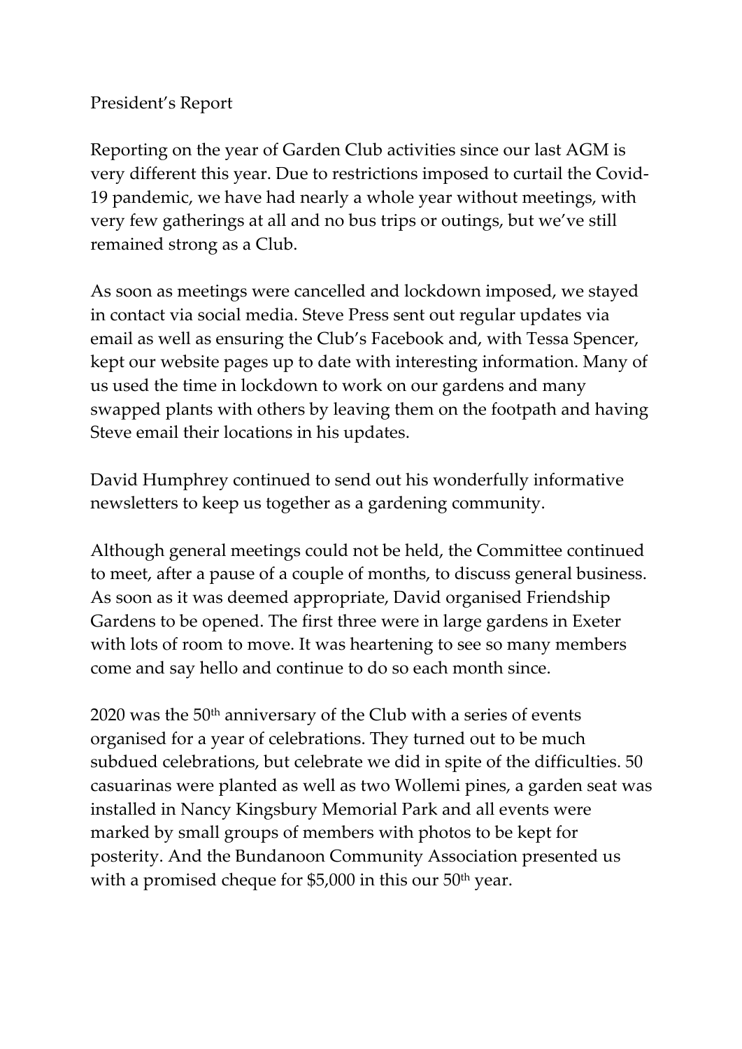# President's Report

Reporting on the year of Garden Club activities since our last AGM is very different this year. Due to restrictions imposed to curtail the Covid-19 pandemic, we have had nearly a whole year without meetings, with very few gatherings at all and no bus trips or outings, but we've still remained strong as a Club.

As soon as meetings were cancelled and lockdown imposed, we stayed in contact via social media. Steve Press sent out regular updates via email as well as ensuring the Club's Facebook and, with Tessa Spencer, kept our website pages up to date with interesting information. Many of us used the time in lockdown to work on our gardens and many swapped plants with others by leaving them on the footpath and having Steve email their locations in his updates.

David Humphrey continued to send out his wonderfully informative newsletters to keep us together as a gardening community.

Although general meetings could not be held, the Committee continued to meet, after a pause of a couple of months, to discuss general business. As soon as it was deemed appropriate, David organised Friendship Gardens to be opened. The first three were in large gardens in Exeter with lots of room to move. It was heartening to see so many members come and say hello and continue to do so each month since.

2020 was the 50th anniversary of the Club with a series of events organised for a year of celebrations. They turned out to be much subdued celebrations, but celebrate we did in spite of the difficulties. 50 casuarinas were planted as well as two Wollemi pines, a garden seat was installed in Nancy Kingsbury Memorial Park and all events were marked by small groups of members with photos to be kept for posterity. And the Bundanoon Community Association presented us with a promised cheque for $5,000 in this our 50th year.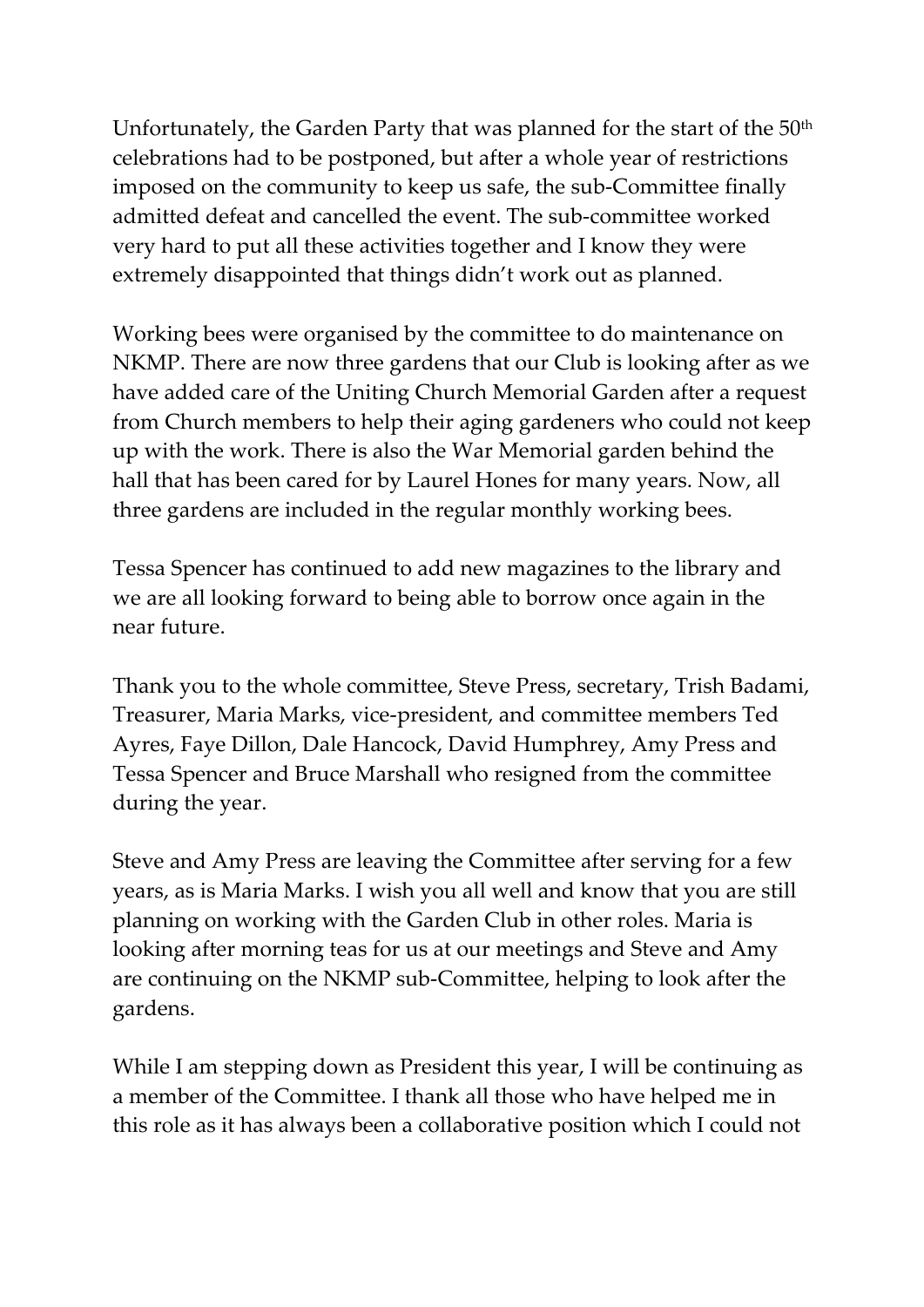Unfortunately, the Garden Party that was planned for the start of the 50th celebrations had to be postponed, but after a whole year of restrictions imposed on the community to keep us safe, the sub-Committee finally admitted defeat and cancelled the event. The sub-committee worked very hard to put all these activities together and I know they were extremely disappointed that things didn't work out as planned.

Working bees were organised by the committee to do maintenance on NKMP. There are now three gardens that our Club is looking after as we have added care of the Uniting Church Memorial Garden after a request from Church members to help their aging gardeners who could not keep up with the work. There is also the War Memorial garden behind the hall that has been cared for by Laurel Hones for many years. Now, all three gardens are included in the regular monthly working bees.

Tessa Spencer has continued to add new magazines to the library and we are all looking forward to being able to borrow once again in the near future.

Thank you to the whole committee, Steve Press, secretary, Trish Badami, Treasurer, Maria Marks, vice-president, and committee members Ted Ayres, Faye Dillon, Dale Hancock, David Humphrey, Amy Press and Tessa Spencer and Bruce Marshall who resigned from the committee during the year.

Steve and Amy Press are leaving the Committee after serving for a few years, as is Maria Marks. I wish you all well and know that you are still planning on working with the Garden Club in other roles. Maria is looking after morning teas for us at our meetings and Steve and Amy are continuing on the NKMP sub-Committee, helping to look after the gardens.

While I am stepping down as President this year, I will be continuing as a member of the Committee. I thank all those who have helped me in this role as it has always been a collaborative position which I could not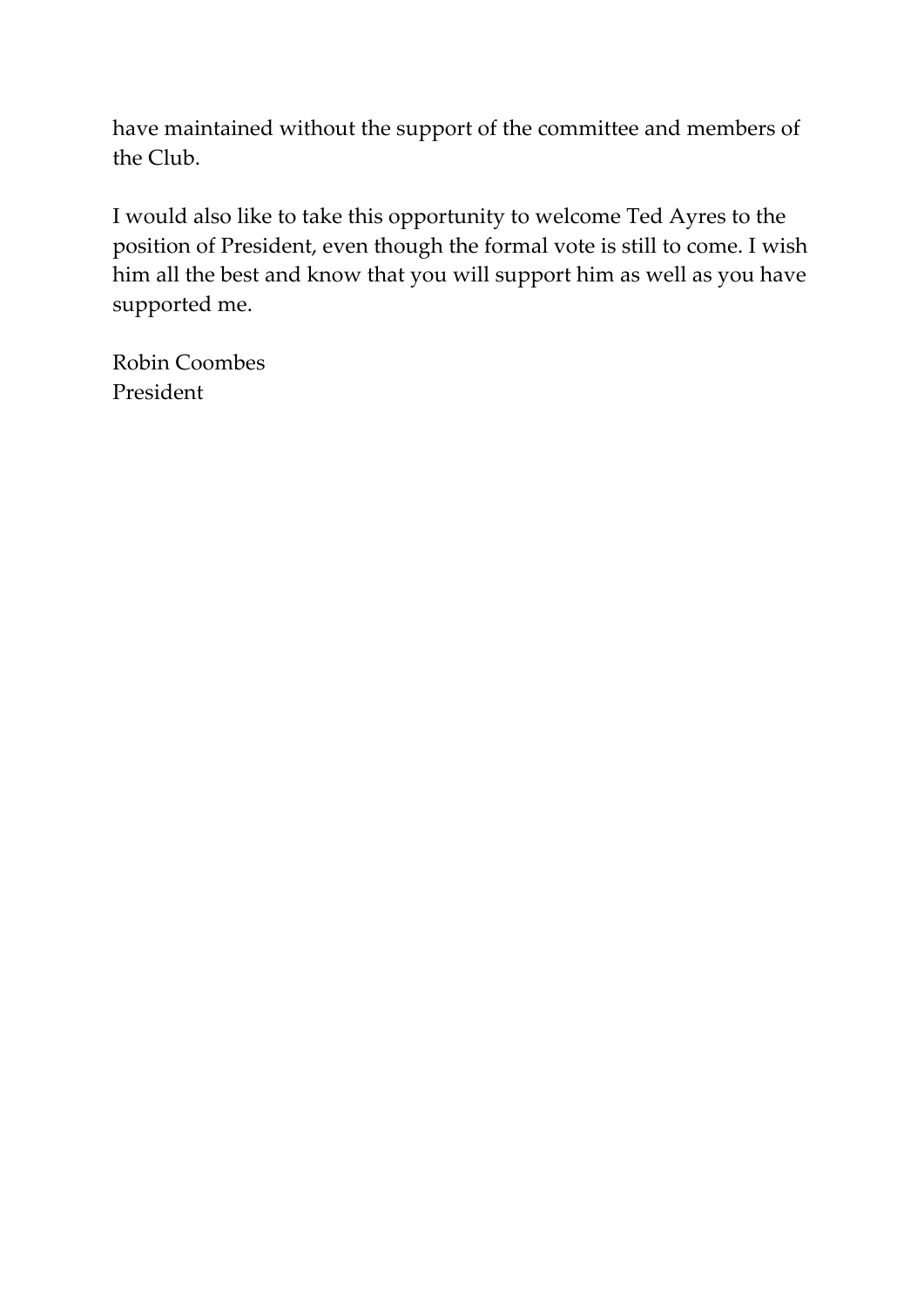have maintained without the support of the committee and members of the Club.

I would also like to take this opportunity to welcome Ted Ayres to the position of President, even though the formal vote is still to come. I wish him all the best and know that you will support him as well as you have supported me.

Robin Coombes
President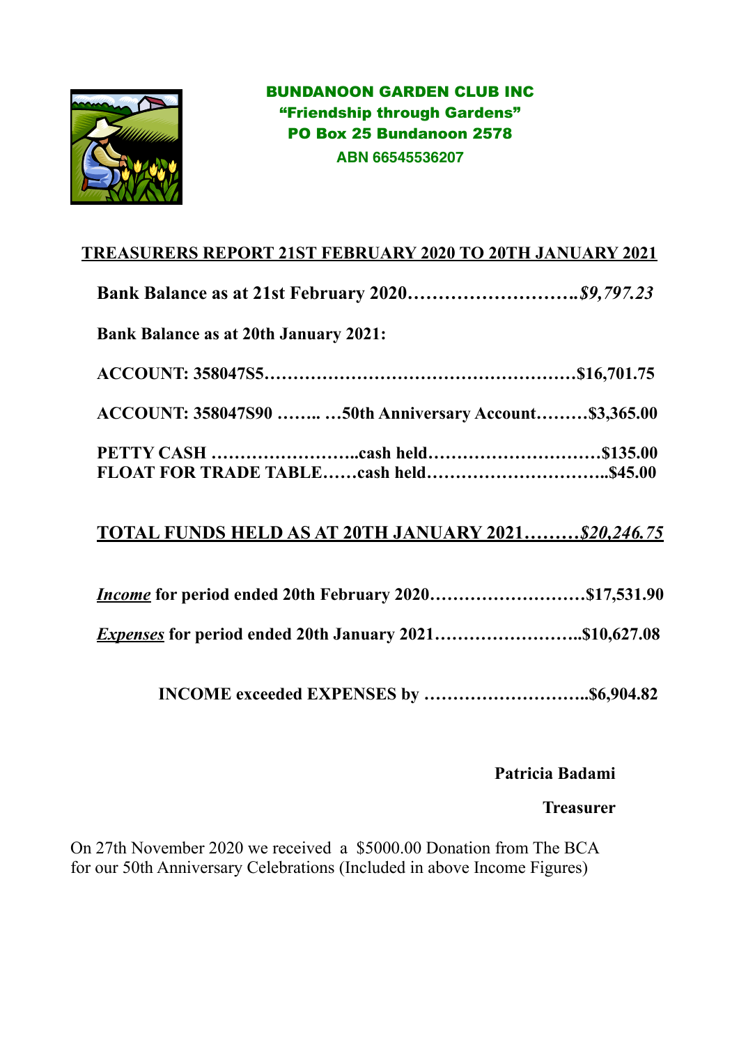**BUNDANOON GARDEN CLUB INC**
**"Friendship through Gardens"**
**PO Box 25 Bundanoon 2578**
**ABN 66545536207**

## TREASURERS REPORT 21ST FEBRUARY 2020 TO 20TH JANUARY 2021

**Bank Balance as at 21st February 2020……………………….*$9,797.23***

**Bank Balance as at 20th January 2021:**

**ACCOUNT: 358047S5……………………………………………$16,701.75**

**ACCOUNT: 358047S90 …….. …50th Anniversary Account………$3,365.00**

**PETTY CASH ……………………..cash held…………………………$135.00**
**FLOAT FOR TRADE TABLE……cash held…………………………..$45.00**

**TOTAL FUNDS HELD AS AT 20TH JANUARY 2021………*$20,246.75***

***Income* for period ended 20th February 2020………………………$17,531.90**

***Expenses* for period ended 20th January 2021……………………..$10,627.08**

**INCOME exceeded EXPENSES by ………………………..$6,904.82**

**Patricia Badami**

**Treasurer**

On 27th November 2020 we received a $5000.00 Donation from The BCA for our 50th Anniversary Celebrations (Included in above Income Figures)